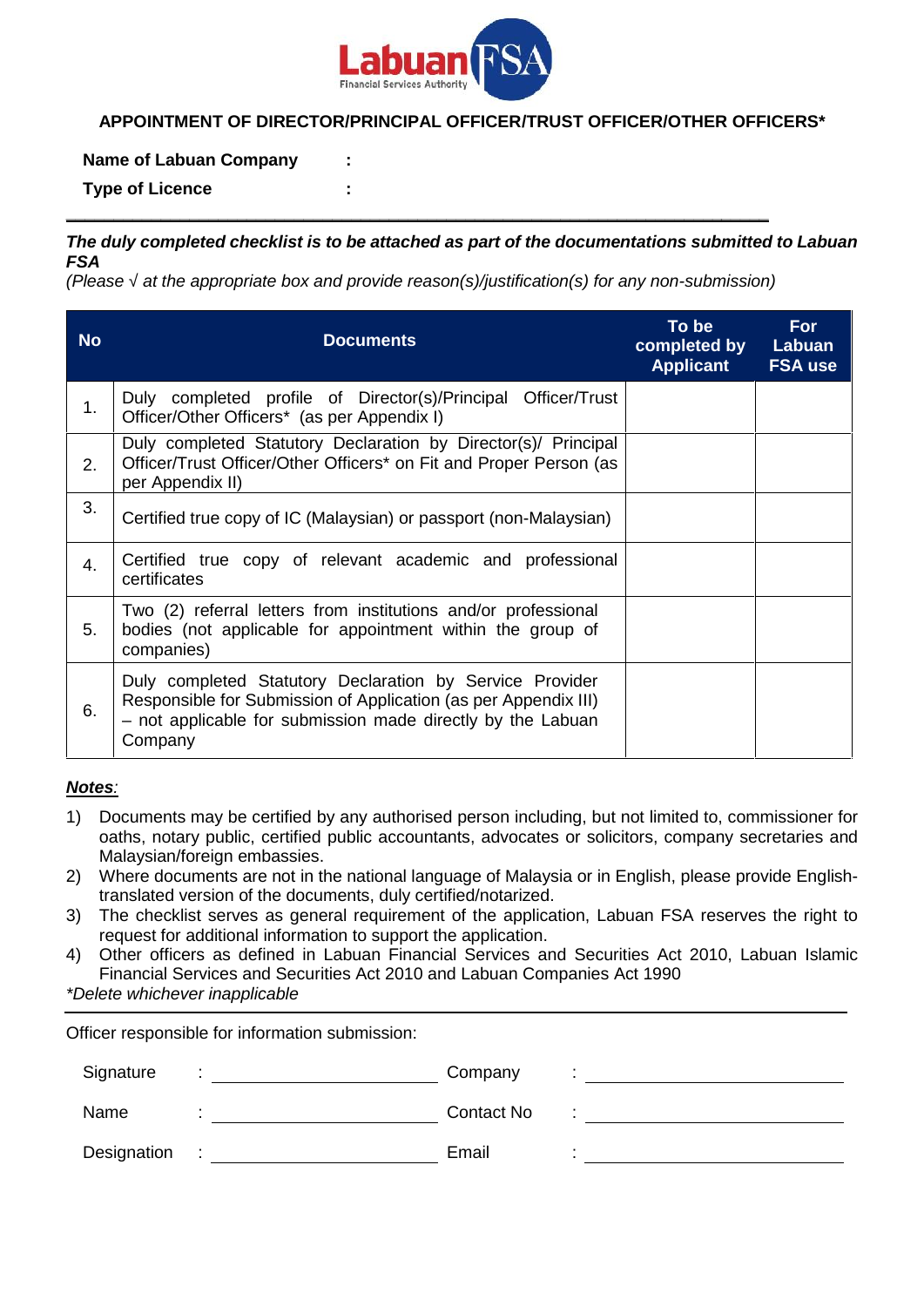# APPOINTMENT OF DIRECTOR/PRINCIPAL OFFICER/TRUST OFFICER/OTHER OFFICERS*

**Name of Labuan Company** :

**Type of Licence** :

***The duly completed checklist is to be attached as part of the documentations submitted to Labuan FSA***

*(Please √ at the appropriate box and provide reason(s)/justification(s) for any non-submission)*

| No | Documents | To be completed by Applicant | For Labuan FSA use |
|---|---|---|---|
| 1. | Duly completed profile of Director(s)/Principal Officer/Trust Officer/Other Officers* (as per Appendix I) | | |
| 2. | Duly completed Statutory Declaration by Director(s)/ Principal Officer/Trust Officer/Other Officers* on Fit and Proper Person (as per Appendix II) | | |
| 3. | Certified true copy of IC (Malaysian) or passport (non-Malaysian) | | |
| 4. | Certified true copy of relevant academic and professional certificates | | |
| 5. | Two (2) referral letters from institutions and/or professional bodies (not applicable for appointment within the group of companies) | | |
| 6. | Duly completed Statutory Declaration by Service Provider Responsible for Submission of Application (as per Appendix III) – not applicable for submission made directly by the Labuan Company | | |

***Notes:***

1) Documents may be certified by any authorised person including, but not limited to, commissioner for oaths, notary public, certified public accountants, advocates or solicitors, company secretaries and Malaysian/foreign embassies.
2) Where documents are not in the national language of Malaysia or in English, please provide English-translated version of the documents, duly certified/notarized.
3) The checklist serves as general requirement of the application, Labuan FSA reserves the right to request for additional information to support the application.
4) Other officers as defined in Labuan Financial Services and Securities Act 2010, Labuan Islamic Financial Services and Securities Act 2010 and Labuan Companies Act 1990

*\*Delete whichever inapplicable*

Officer responsible for information submission:

Signature : ____________________ Company : ____________________

Name : ____________________ Contact No : ____________________

Designation : ____________________ Email : ____________________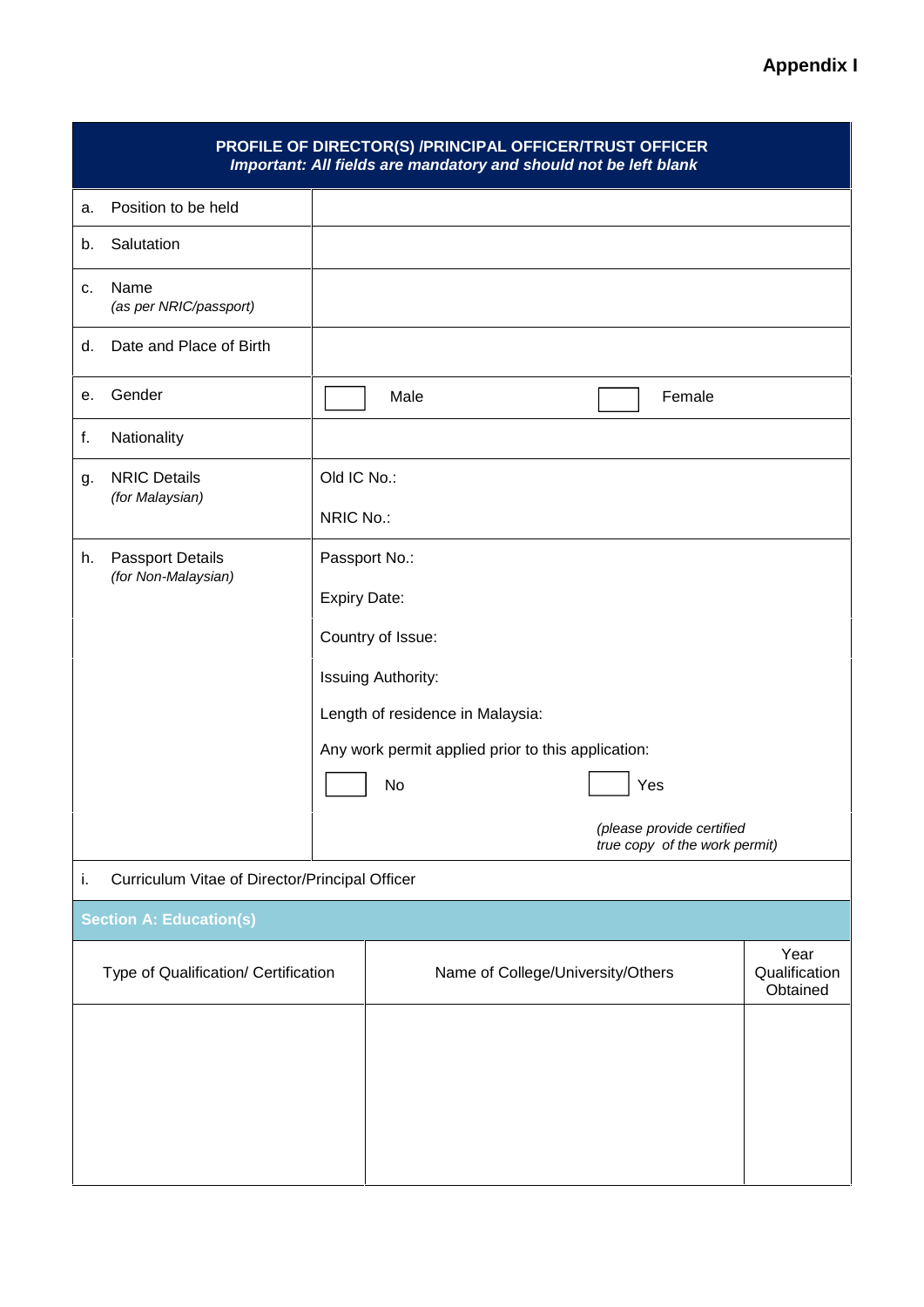**Appendix I**

| **PROFILE OF DIRECTOR(S) /PRINCIPAL OFFICER/TRUST OFFICER**<br>***Important: All fields are mandatory and should not be left blank*** | | |
|---|---|---|
| a. Position to be held | | |
| b. Salutation | | |
| c. Name<br>*(as per NRIC/passport)* | | |
| d. Date and Place of Birth | | |
| e. Gender | ☐ Male | ☐ Female |
| f. Nationality | | |
| g. NRIC Details<br>*(for Malaysian)* | Old IC No.:<br><br>NRIC No.: | |
| h. Passport Details<br>*(for Non-Malaysian)* | Passport No.:<br><br>Expiry Date:<br><br>Country of Issue:<br><br>Issuing Authority:<br><br>Length of residence in Malaysia:<br><br>Any work permit applied prior to this application: | |
| | ☐ No | ☐ Yes<br><br>*(please provide certified true copy of the work permit)* |
| i. Curriculum Vitae of Director/Principal Officer | | |

**Section A: Education(s)**

| Type of Qualification/ Certification | Name of College/University/Others | Year Qualification Obtained |
|---|---|---|
| | | |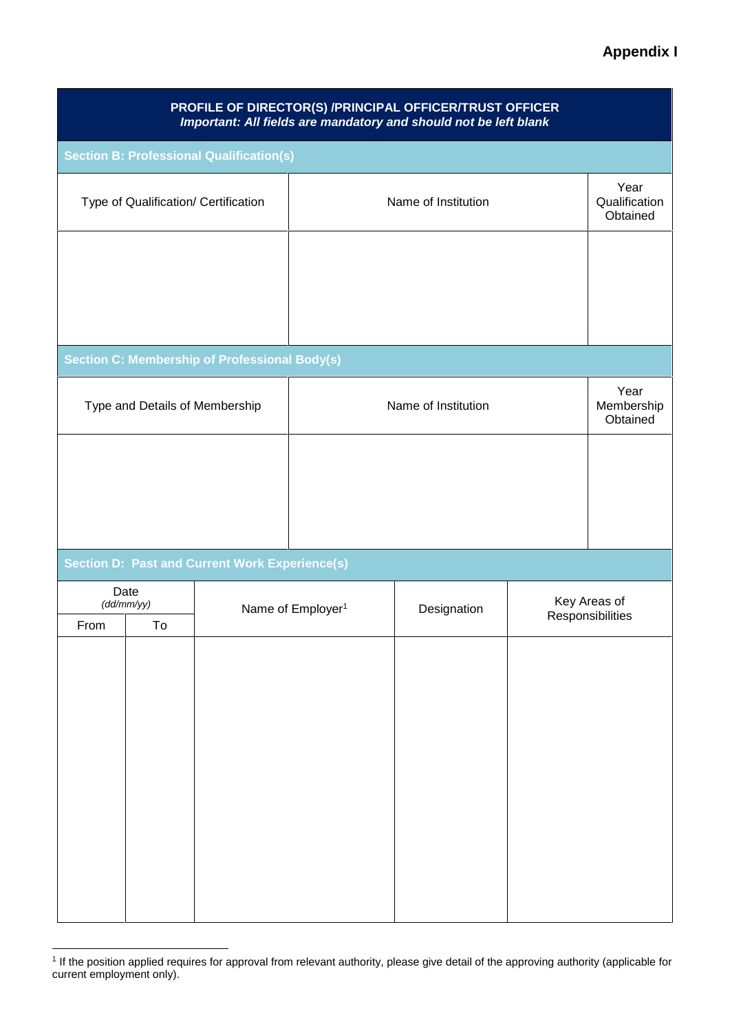**Appendix I**

| PROFILE OF DIRECTOR(S) /PRINCIPAL OFFICER/TRUST OFFICER<br>*Important: All fields are mandatory and should not be left blank* | | |
|---|---|---|

**Section B: Professional Qualification(s)**

| Type of Qualification/ Certification | Name of Institution | Year Qualification Obtained |
|---|---|---|
| | | |

**Section C: Membership of Professional Body(s)**

| Type and Details of Membership | Name of Institution | Year Membership Obtained |
|---|---|---|
| | | |

**Section D: Past and Current Work Experience(s)**

| Date *(dd/mm/yy)* | | Name of Employer[1] | Designation | Key Areas of Responsibilities |
|---|---|---|---|---|
| From | To | | | |
| | | | | |

[1] If the position applied requires for approval from relevant authority, please give detail of the approving authority (applicable for current employment only).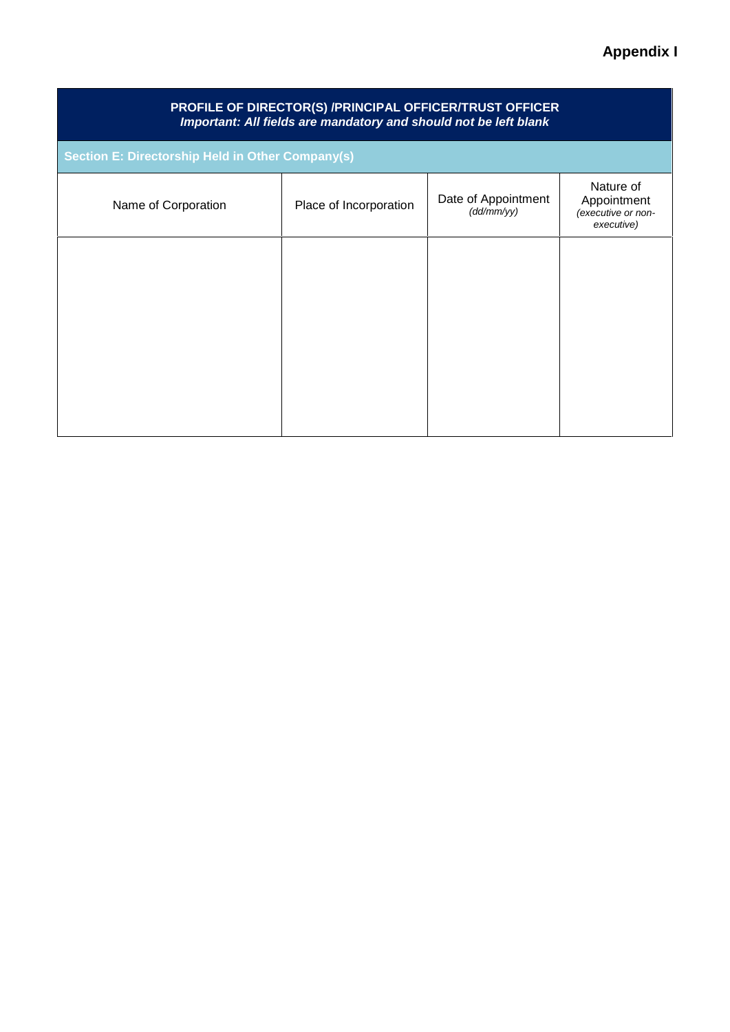**Appendix I**

| **PROFILE OF DIRECTOR(S) /PRINCIPAL OFFICER/TRUST OFFICER** *Important: All fields are mandatory and should not be left blank* | | | |
|---|---|---|---|
| **Section E: Directorship Held in Other Company(s)** | | | |
| Name of Corporation | Place of Incorporation | Date of Appointment *(dd/mm/yy)* | Nature of Appointment *(executive or non-executive)* |
| | | | |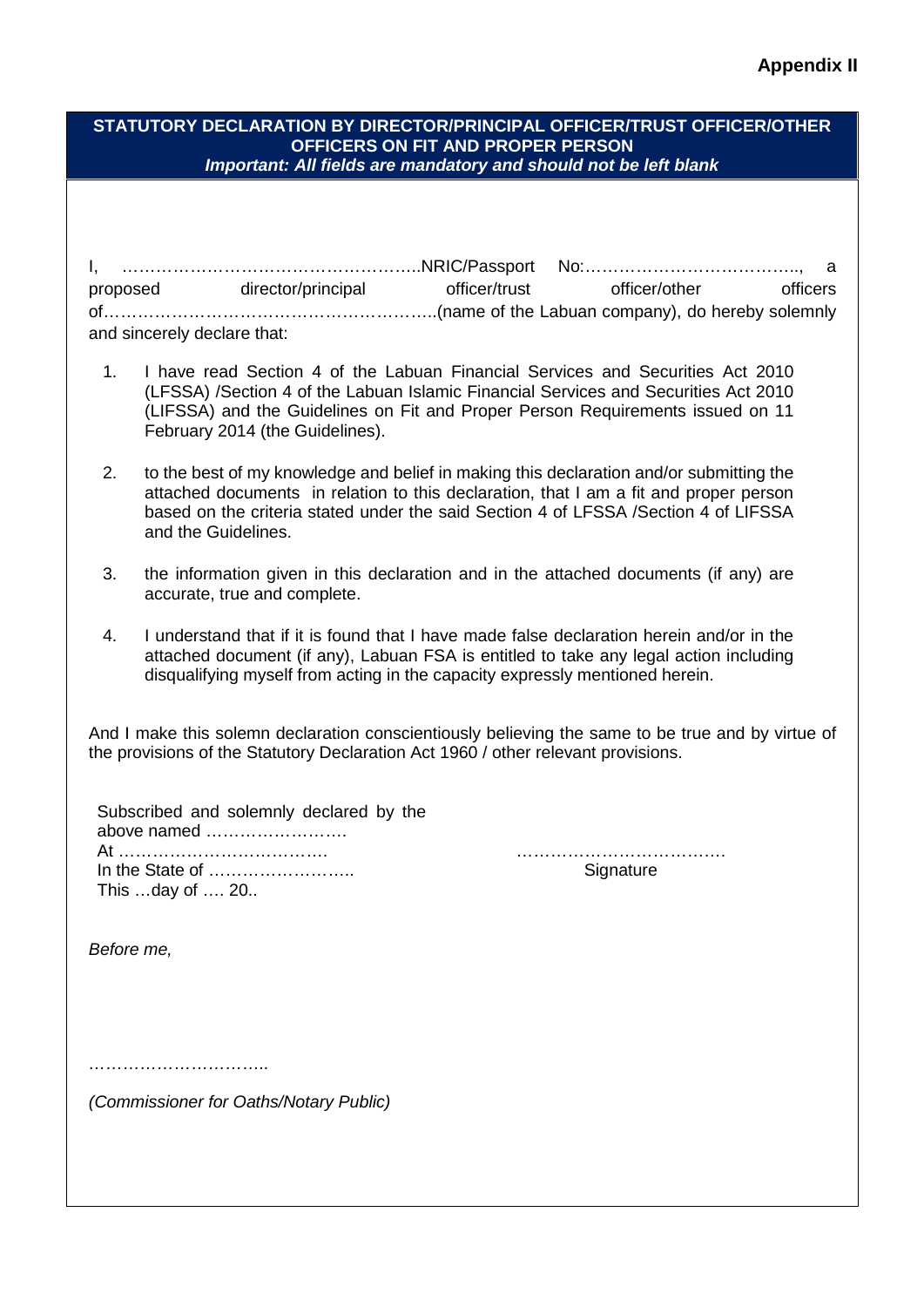**Appendix II**

**STATUTORY DECLARATION BY DIRECTOR/PRINCIPAL OFFICER/TRUST OFFICER/OTHER OFFICERS ON FIT AND PROPER PERSON**

***Important: All fields are mandatory and should not be left blank***

I, ……………………………………………..NRIC/Passport No:……………………………….., a proposed director/principal officer/trust officer/other officers of…………………………………………………..(name of the Labuan company), do hereby solemnly and sincerely declare that:

1. I have read Section 4 of the Labuan Financial Services and Securities Act 2010 (LFSSA) /Section 4 of the Labuan Islamic Financial Services and Securities Act 2010 (LIFSSA) and the Guidelines on Fit and Proper Person Requirements issued on 11 February 2014 (the Guidelines).

2. to the best of my knowledge and belief in making this declaration and/or submitting the attached documents in relation to this declaration, that I am a fit and proper person based on the criteria stated under the said Section 4 of LFSSA /Section 4 of LIFSSA and the Guidelines.

3. the information given in this declaration and in the attached documents (if any) are accurate, true and complete.

4. I understand that if it is found that I have made false declaration herein and/or in the attached document (if any), Labuan FSA is entitled to take any legal action including disqualifying myself from acting in the capacity expressly mentioned herein.

And I make this solemn declaration conscientiously believing the same to be true and by virtue of the provisions of the Statutory Declaration Act 1960 / other relevant provisions.

Subscribed and solemnly declared by the above named ……………………
At ……………………………….
In the State of ……………………..
This …day of …. 20..

……………………………….
Signature

*Before me,*

…………………………..

*(Commissioner for Oaths/Notary Public)*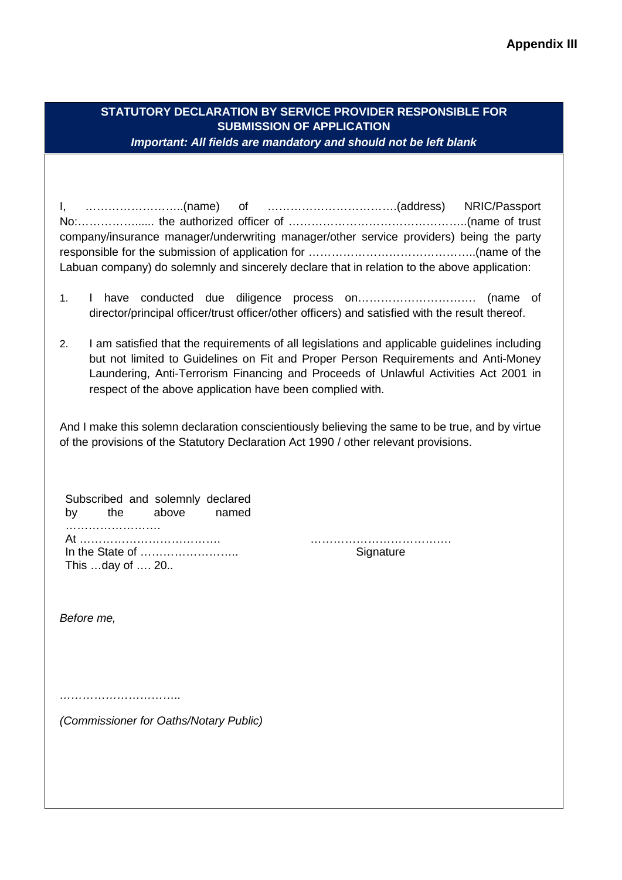**Appendix III**

**STATUTORY DECLARATION BY SERVICE PROVIDER RESPONSIBLE FOR SUBMISSION OF APPLICATION**

***Important: All fields are mandatory and should not be left blank***

I, ……………………..(name) of …………………………….(address) NRIC/Passport No:……………...... the authorized officer of ………………………………………..(name of trust company/insurance manager/underwriting manager/other service providers) being the party responsible for the submission of application for ……………………………………..(name of the Labuan company) do solemnly and sincerely declare that in relation to the above application:

1. I have conducted due diligence process on………………………… (name of director/principal officer/trust officer/other officers) and satisfied with the result thereof.

2. I am satisfied that the requirements of all legislations and applicable guidelines including but not limited to Guidelines on Fit and Proper Person Requirements and Anti-Money Laundering, Anti-Terrorism Financing and Proceeds of Unlawful Activities Act 2001 in respect of the above application have been complied with.

And I make this solemn declaration conscientiously believing the same to be true, and by virtue of the provisions of the Statutory Declaration Act 1990 / other relevant provisions.

Subscribed and solemnly declared by the above named ……………………
At ……………………………….
In the State of ……………………..
This …day of …. 20..

………………………………
Signature

*Before me,*

*…………………………..*

*(Commissioner for Oaths/Notary Public)*